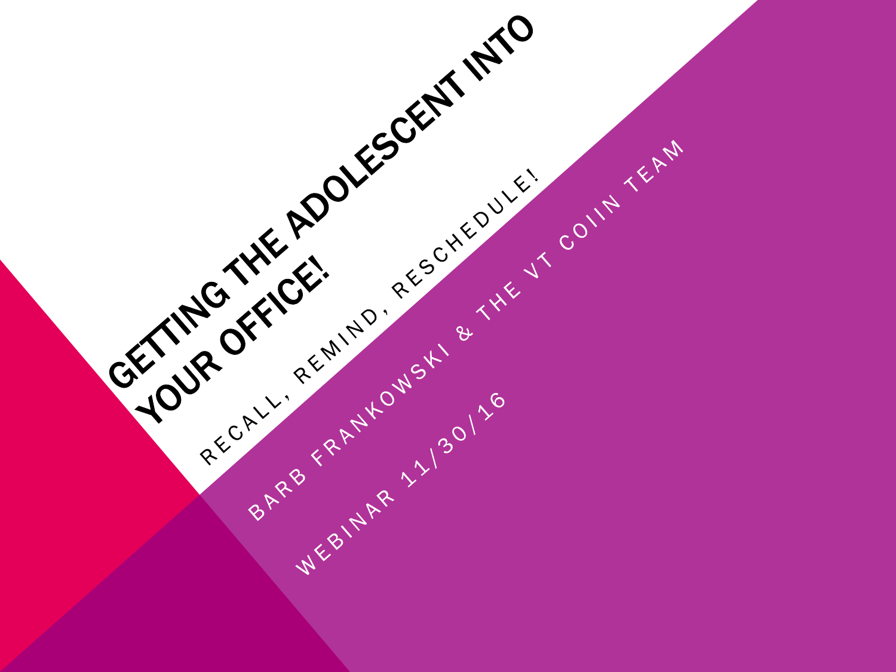# GETTING THE ADOLESCENT INTO YOUR OFFICE!

RECALL, REMIND, RESCHEDULE!

BARB FRANKOWSKI & THE VT COIIN TEAM

WEBINAR 11/30/16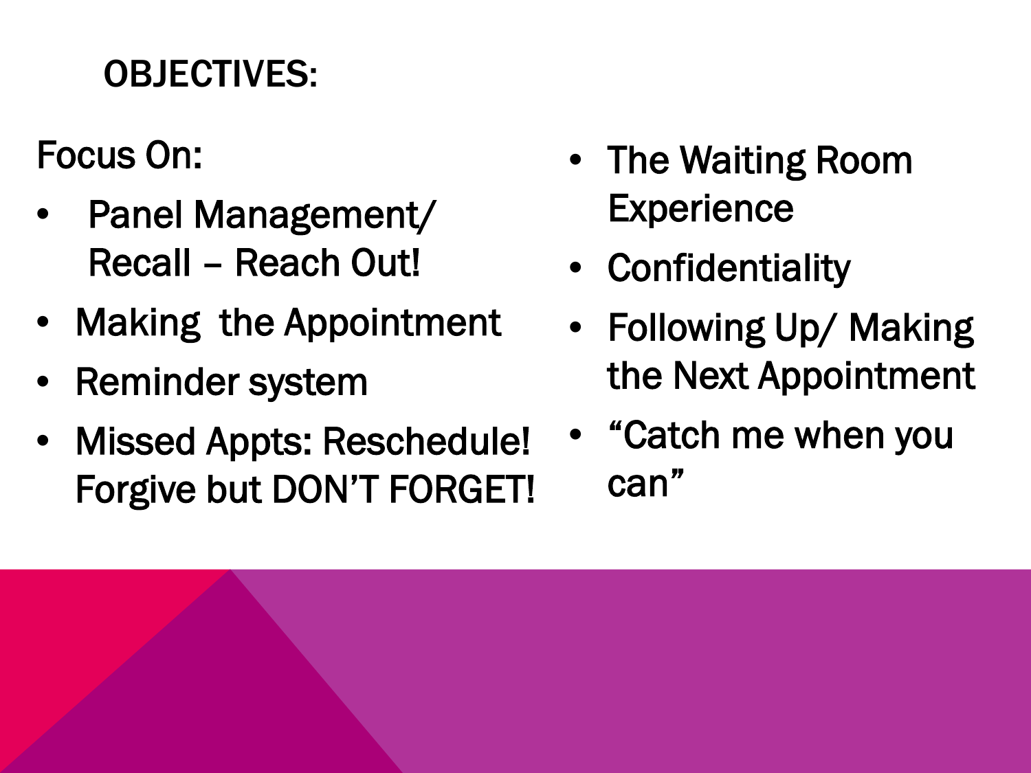# OBJECTIVES:

Focus On:

- Panel Management/ Recall – Reach Out!
- Making the Appointment
- Reminder system
- Missed Appts: Reschedule! Forgive but DON'T FORGET!
- The Waiting Room Experience
- Confidentiality
- Following Up/ Making the Next Appointment
- "Catch me when you can"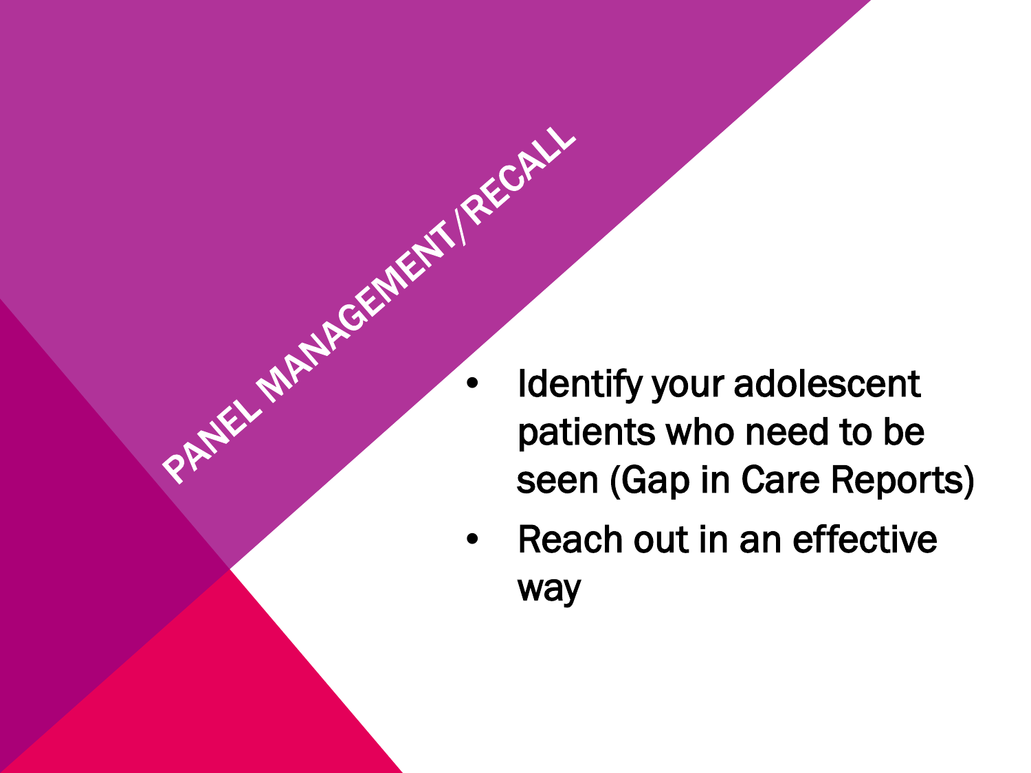# PANEL MANAGEMENT/RECALL

- Identify your adolescent patients who need to be seen (Gap in Care Reports)
- Reach out in an effective way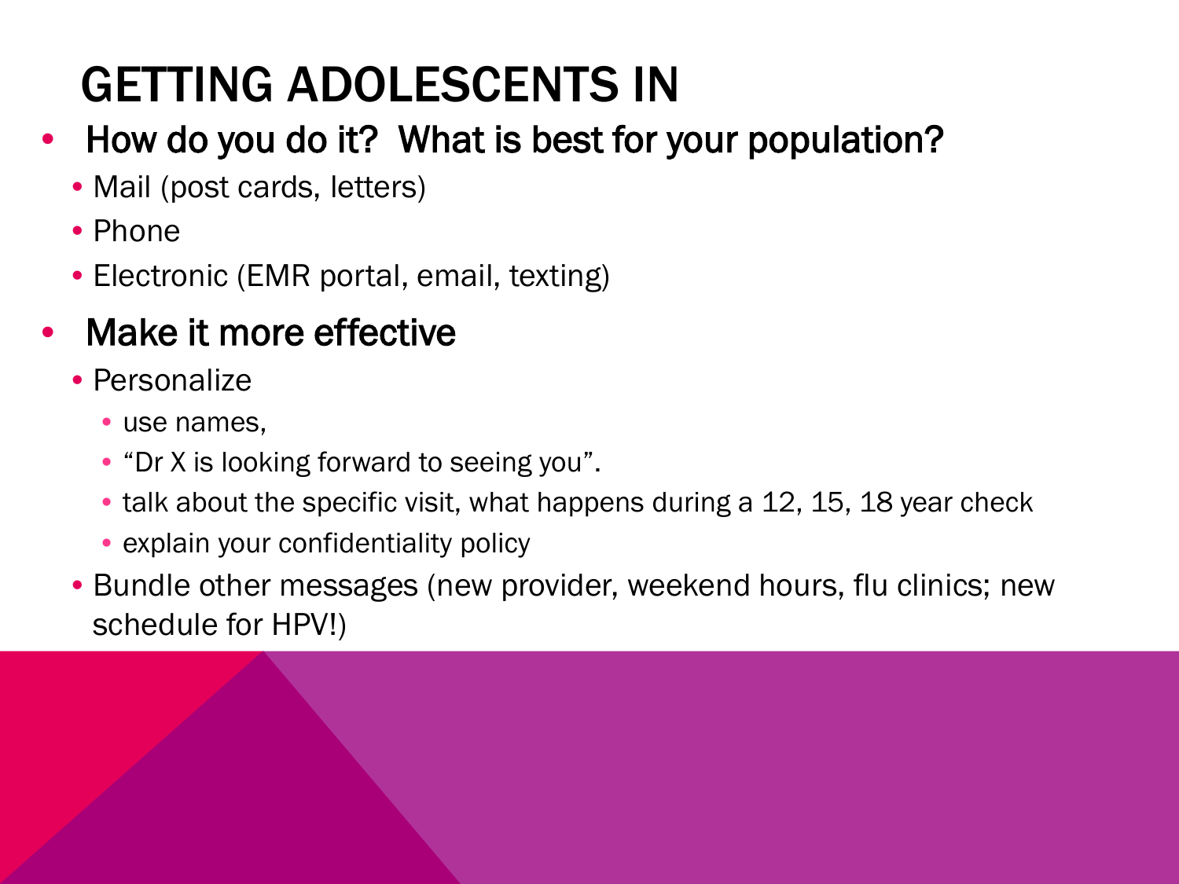# GETTING ADOLESCENTS IN

- How do you do it? What is best for your population?
  - Mail (post cards, letters)
  - Phone
  - Electronic (EMR portal, email, texting)
- Make it more effective
  - Personalize
    - use names,
    - "Dr X is looking forward to seeing you".
    - talk about the specific visit, what happens during a 12, 15, 18 year check
    - explain your confidentiality policy
  - Bundle other messages (new provider, weekend hours, flu clinics; new schedule for HPV!)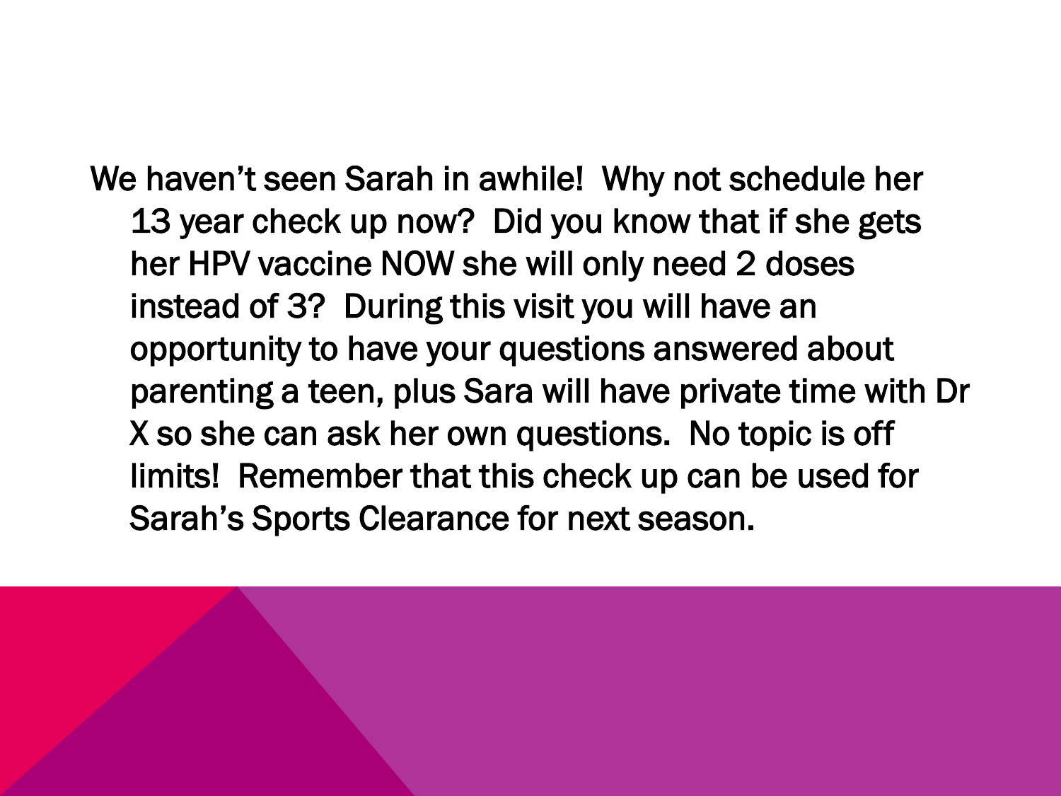We haven't seen Sarah in awhile! Why not schedule her 13 year check up now? Did you know that if she gets her HPV vaccine NOW she will only need 2 doses instead of 3? During this visit you will have an opportunity to have your questions answered about parenting a teen, plus Sara will have private time with Dr X so she can ask her own questions. No topic is off limits! Remember that this check up can be used for Sarah's Sports Clearance for next season.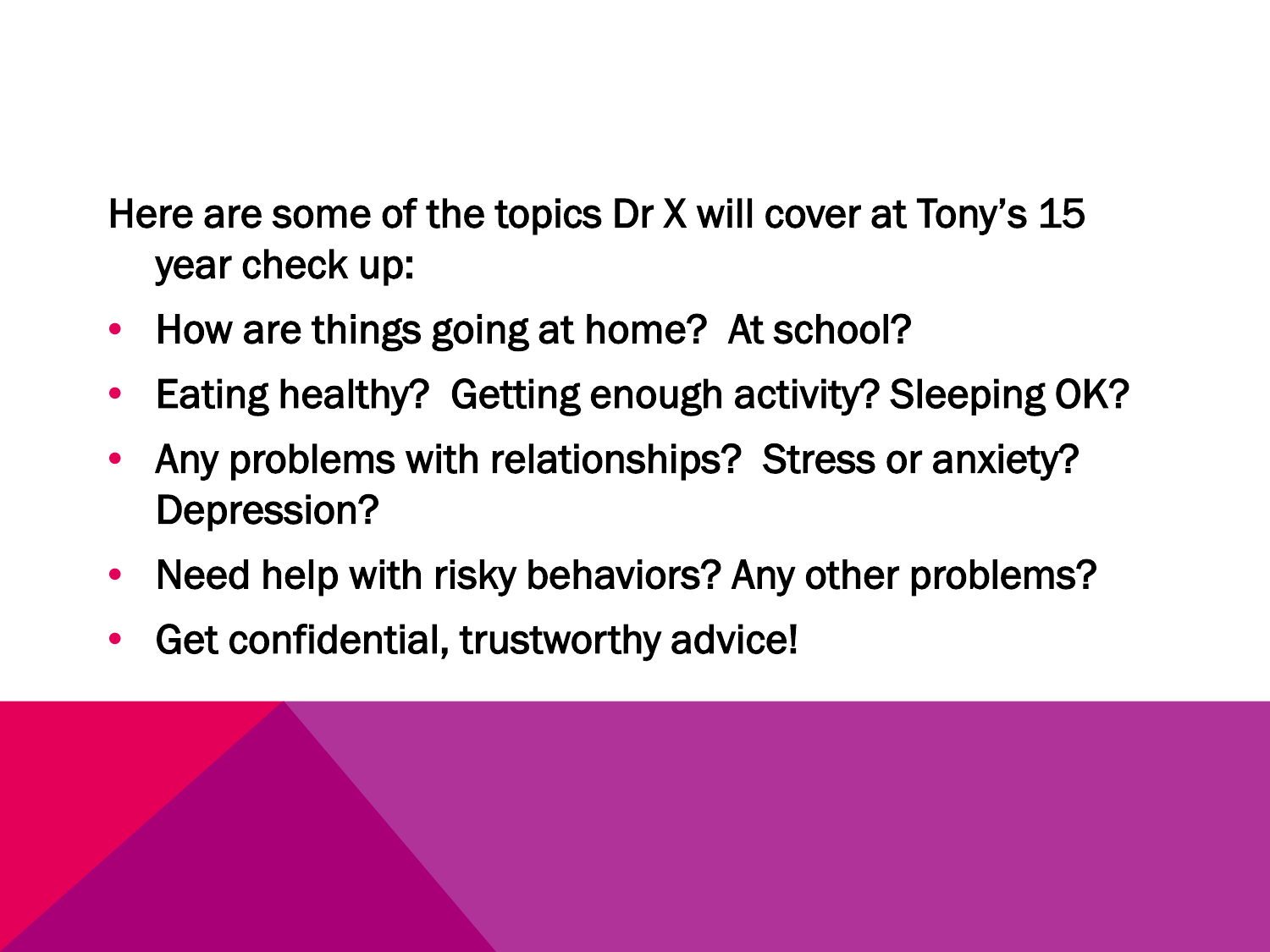Here are some of the topics Dr X will cover at Tony's 15 year check up:

- How are things going at home? At school?
- Eating healthy? Getting enough activity? Sleeping OK?
- Any problems with relationships? Stress or anxiety? Depression?
- Need help with risky behaviors? Any other problems?
- Get confidential, trustworthy advice!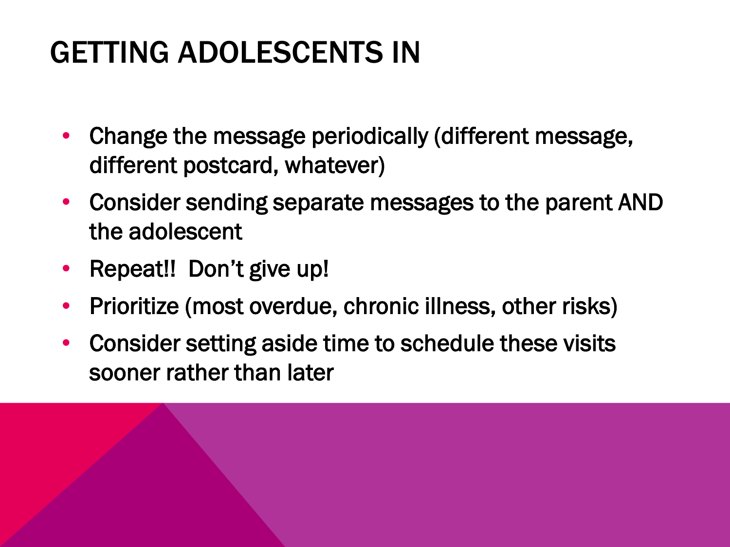# GETTING ADOLESCENTS IN

- Change the message periodically (different message, different postcard, whatever)
- Consider sending separate messages to the parent AND the adolescent
- Repeat!! Don't give up!
- Prioritize (most overdue, chronic illness, other risks)
- Consider setting aside time to schedule these visits sooner rather than later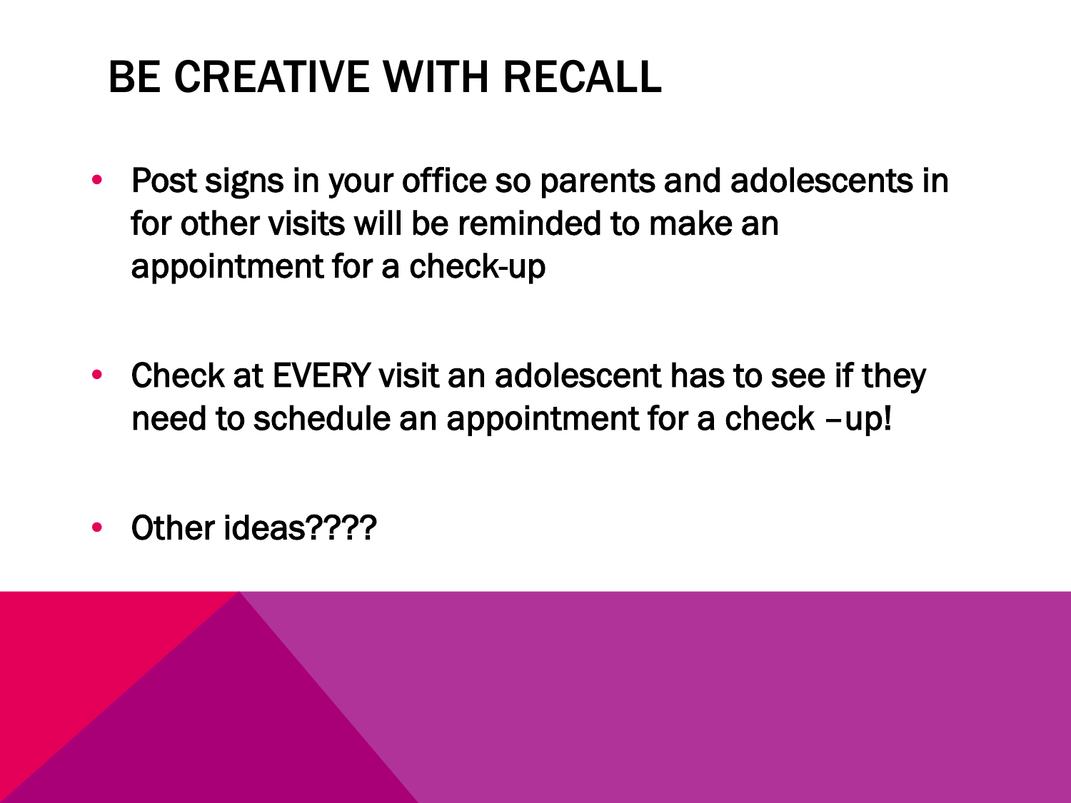# BE CREATIVE WITH RECALL

- Post signs in your office so parents and adolescents in for other visits will be reminded to make an appointment for a check-up

- Check at EVERY visit an adolescent has to see if they need to schedule an appointment for a check –up!

- Other ideas????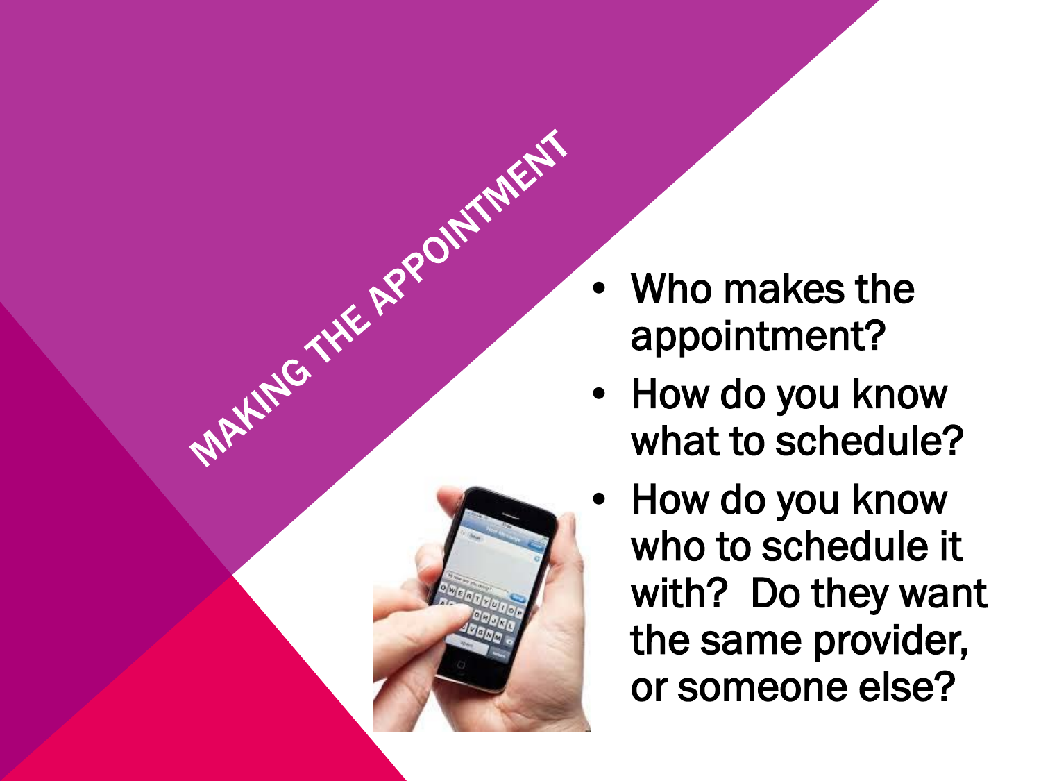# MAKING THE APPOINTMENT

- Who makes the appointment?
- How do you know what to schedule?
- How do you know who to schedule it with? Do they want the same provider, or someone else?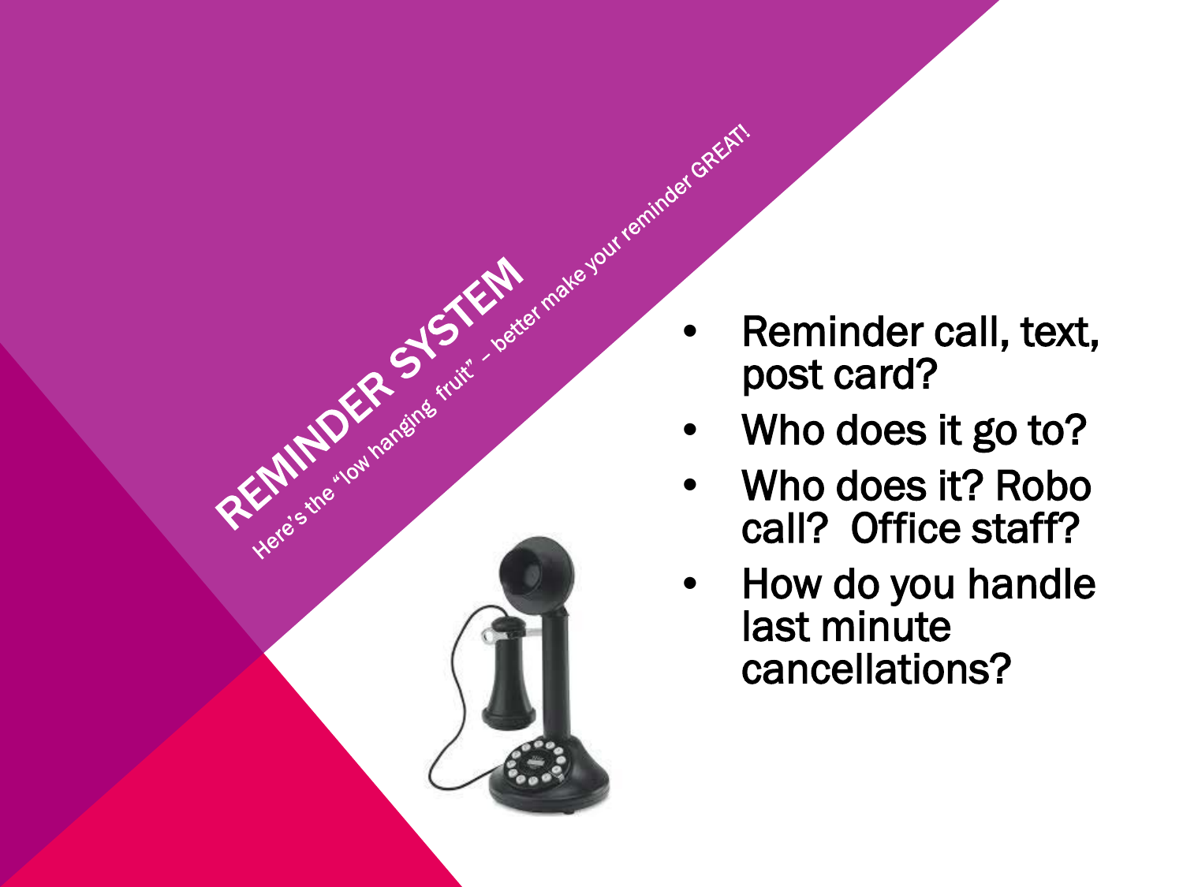# REMINDER SYSTEM

Here's the "low hanging fruit" – better make your reminder GREAT!

- Reminder call, text, post card?
- Who does it go to?
- Who does it? Robo call? Office staff?
- How do you handle last minute cancellations?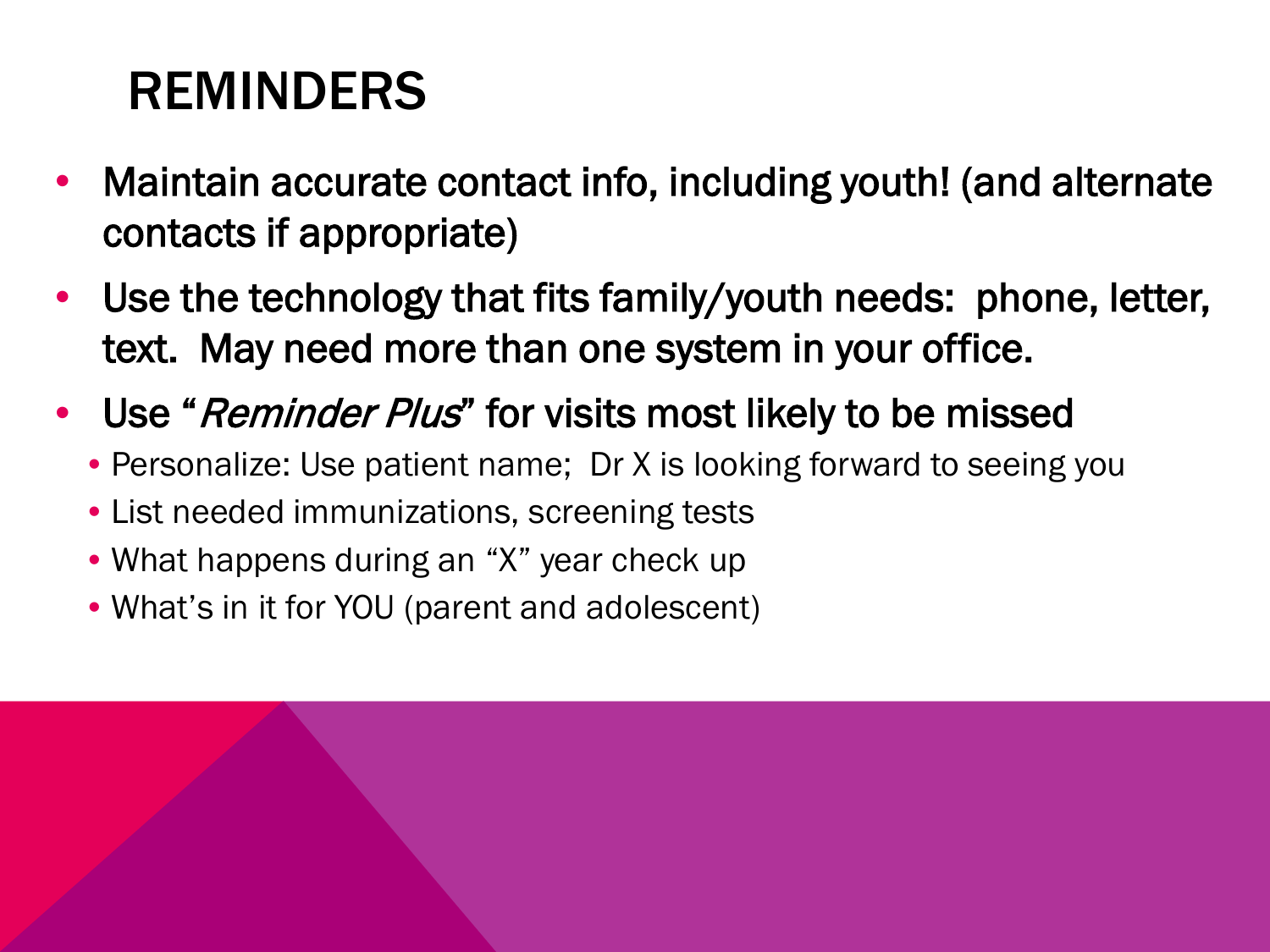# REMINDERS

- Maintain accurate contact info, including youth! (and alternate contacts if appropriate)
- Use the technology that fits family/youth needs: phone, letter, text. May need more than one system in your office.
- Use "*Reminder Plus*" for visits most likely to be missed
  - Personalize: Use patient name; Dr X is looking forward to seeing you
  - List needed immunizations, screening tests
  - What happens during an "X" year check up
  - What's in it for YOU (parent and adolescent)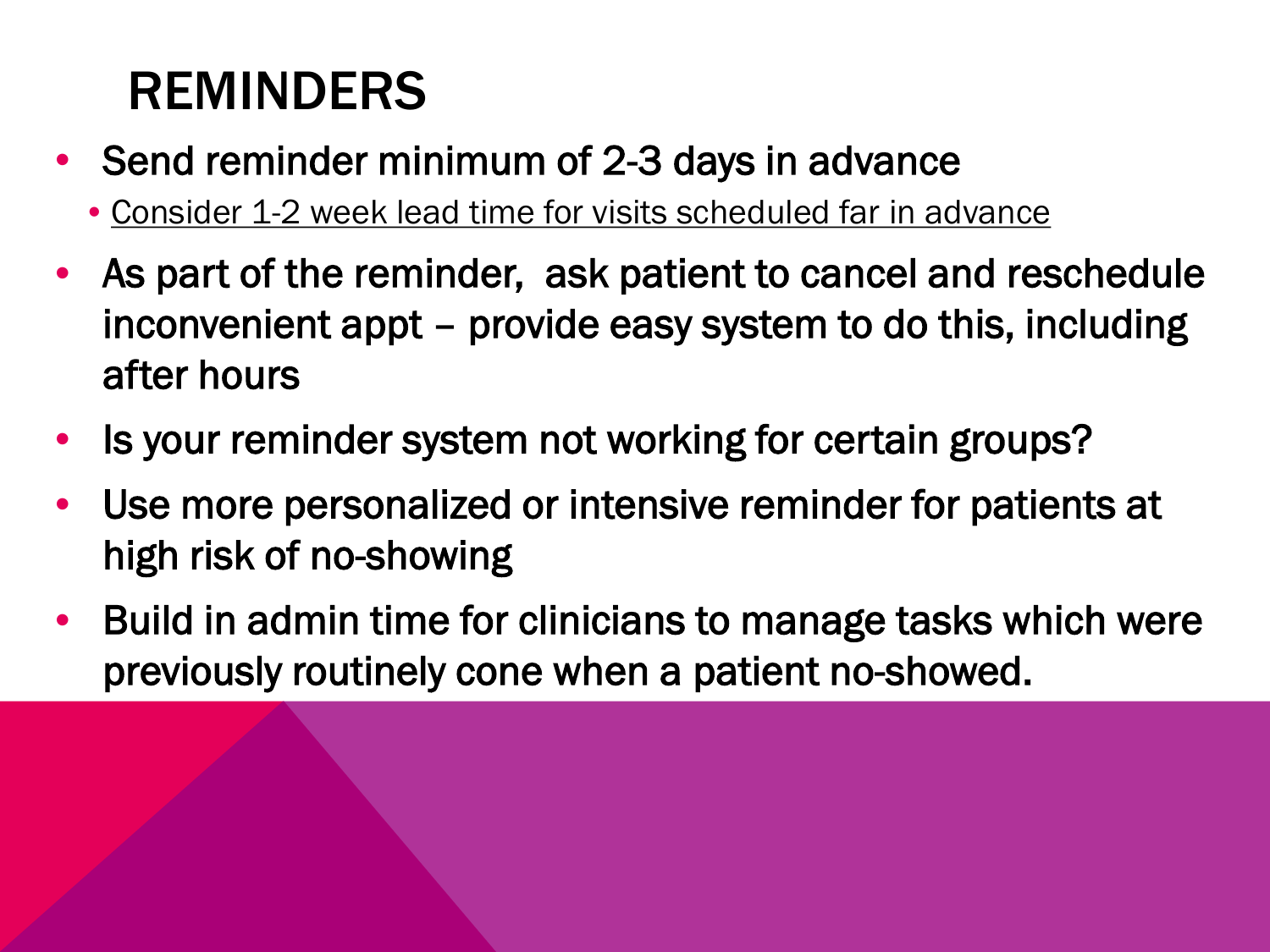# REMINDERS

- Send reminder minimum of 2-3 days in advance
  - Consider 1-2 week lead time for visits scheduled far in advance
- As part of the reminder, ask patient to cancel and reschedule inconvenient appt – provide easy system to do this, including after hours
- Is your reminder system not working for certain groups?
- Use more personalized or intensive reminder for patients at high risk of no-showing
- Build in admin time for clinicians to manage tasks which were previously routinely cone when a patient no-showed.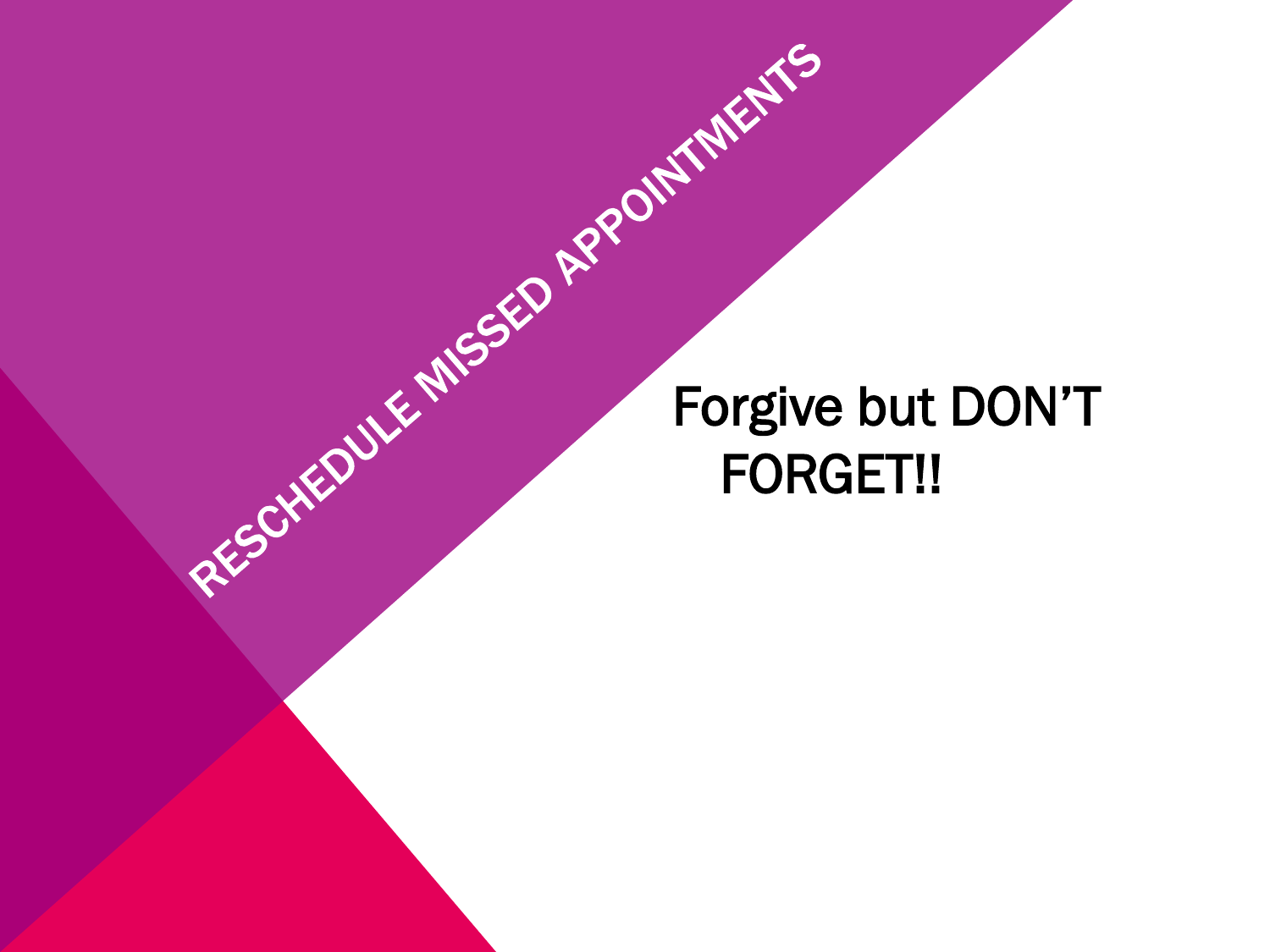# RESCHEDULE MISSED APPOINTMENTS

Forgive but DON'T FORGET!!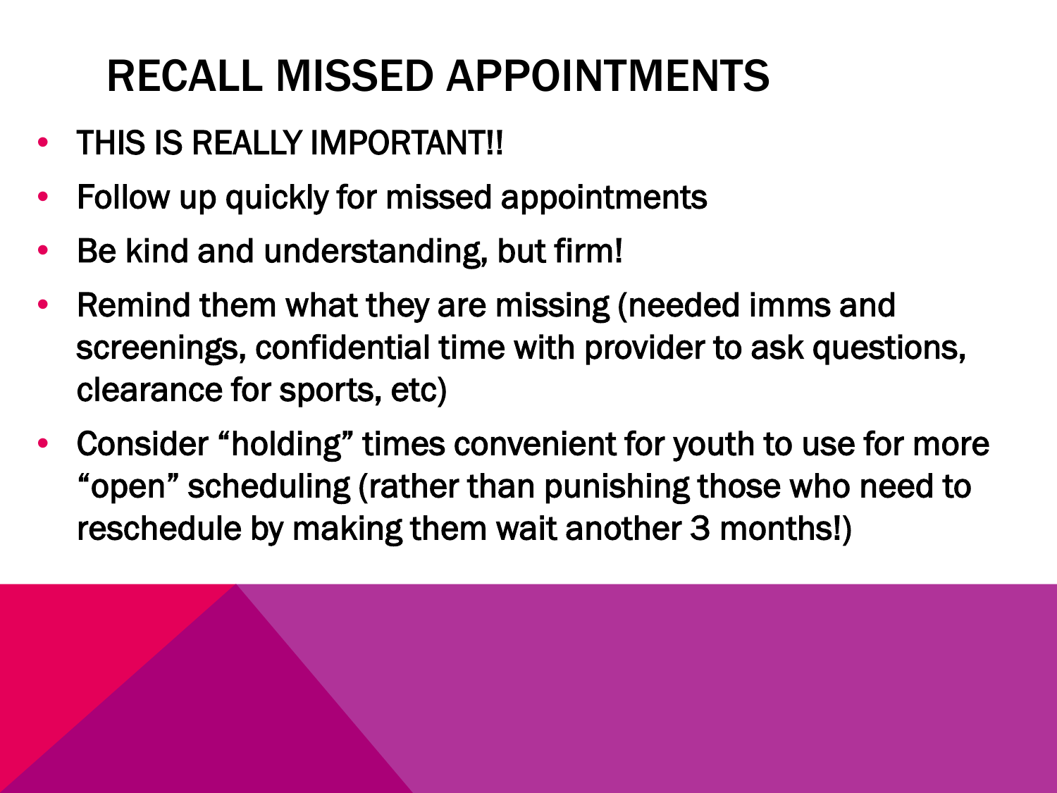# RECALL MISSED APPOINTMENTS

- THIS IS REALLY IMPORTANT!!
- Follow up quickly for missed appointments
- Be kind and understanding, but firm!
- Remind them what they are missing (needed imms and screenings, confidential time with provider to ask questions, clearance for sports, etc)
- Consider "holding" times convenient for youth to use for more "open" scheduling (rather than punishing those who need to reschedule by making them wait another 3 months!)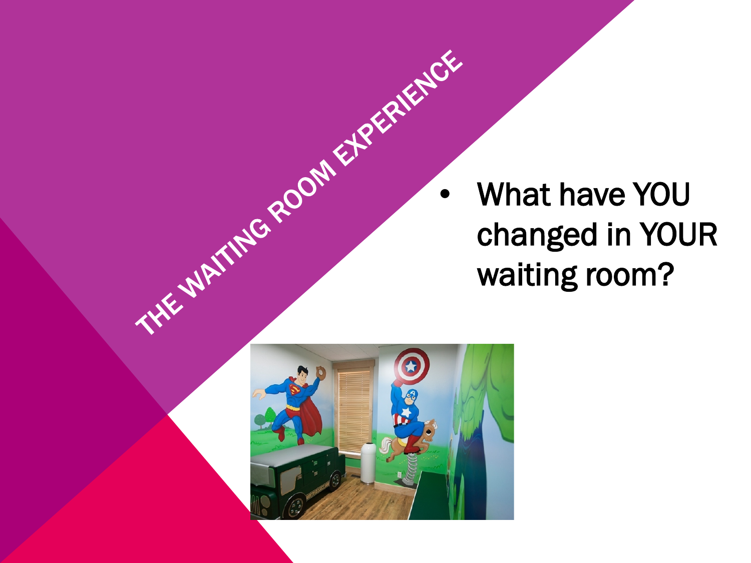# THE WAITING ROOM EXPERIENCE

- What have YOU changed in YOUR waiting room?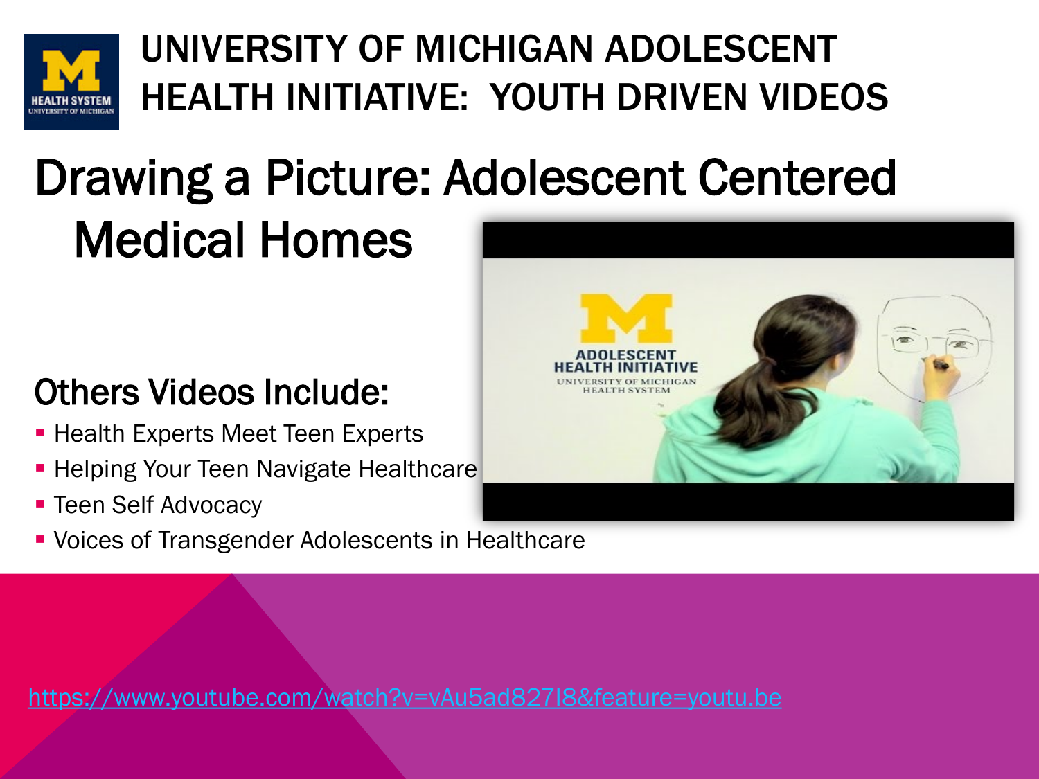# UNIVERSITY OF MICHIGAN ADOLESCENT HEALTH INITIATIVE: YOUTH DRIVEN VIDEOS

## Drawing a Picture: Adolescent Centered Medical Homes

### Others Videos Include:

- Health Experts Meet Teen Experts
- Helping Your Teen Navigate Healthcare
- Teen Self Advocacy
- Voices of Transgender Adolescents in Healthcare

https://www.youtube.com/watch?v=vAu5ad827I8&feature=youtu.be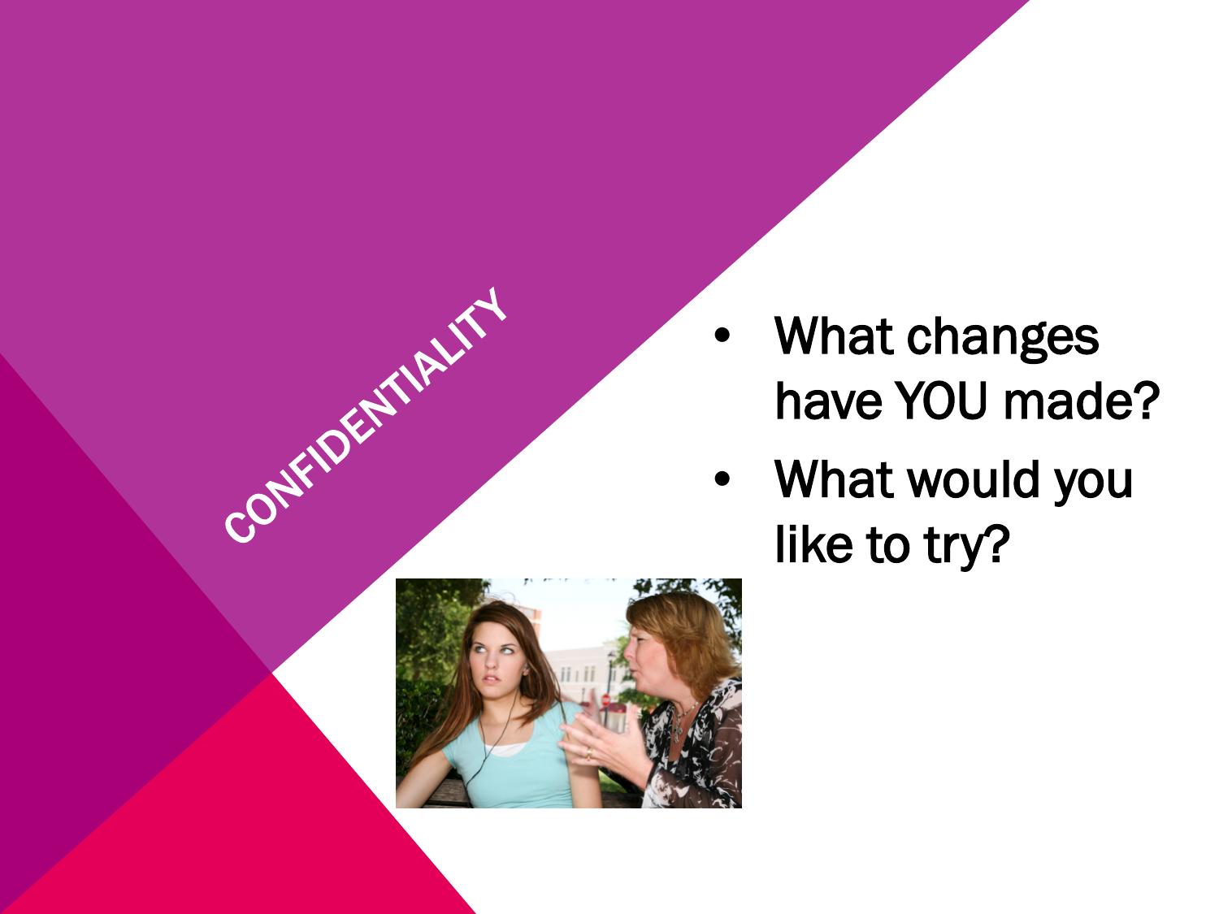# CONFIDENTIALITY

- What changes have YOU made?
- What would you like to try?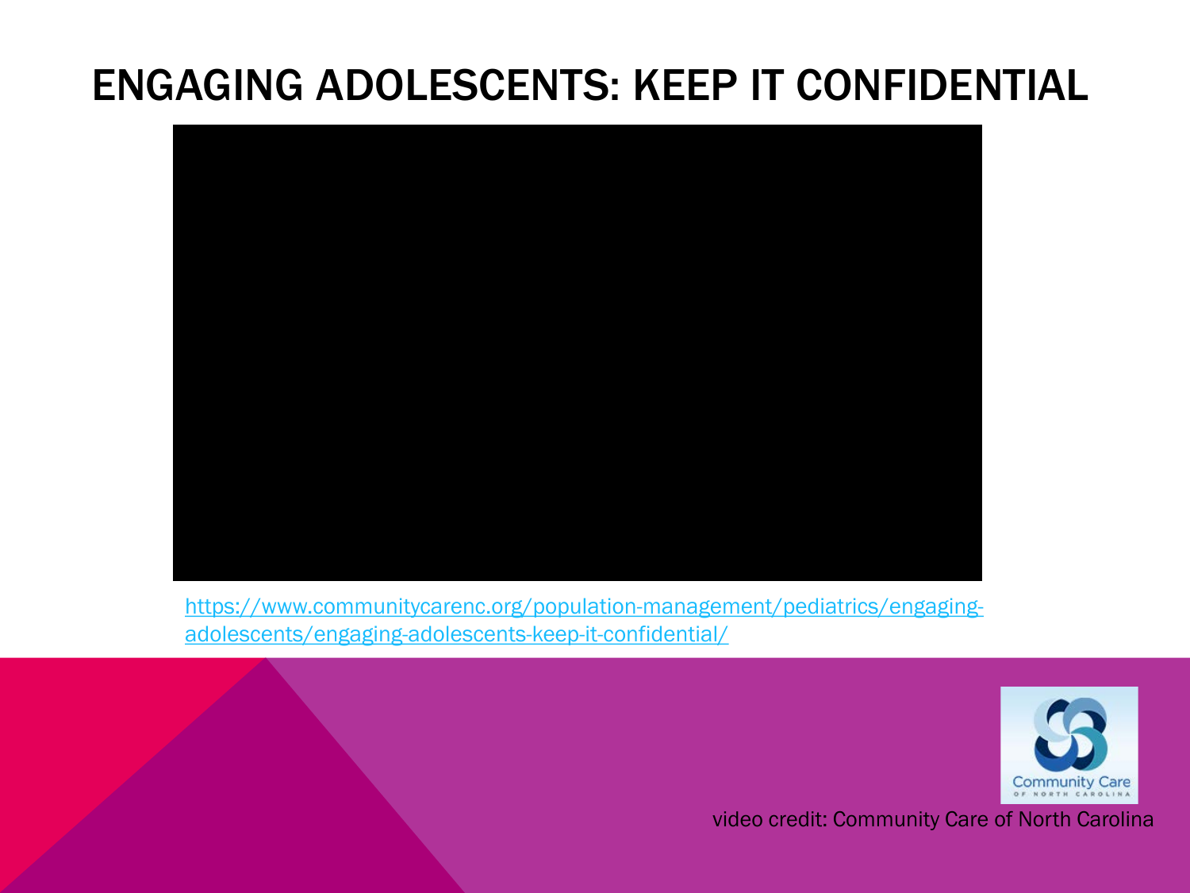# ENGAGING ADOLESCENTS: KEEP IT CONFIDENTIAL

https://www.communitycarenc.org/population-management/pediatrics/engaging-adolescents/engaging-adolescents-keep-it-confidential/

video credit: Community Care of North Carolina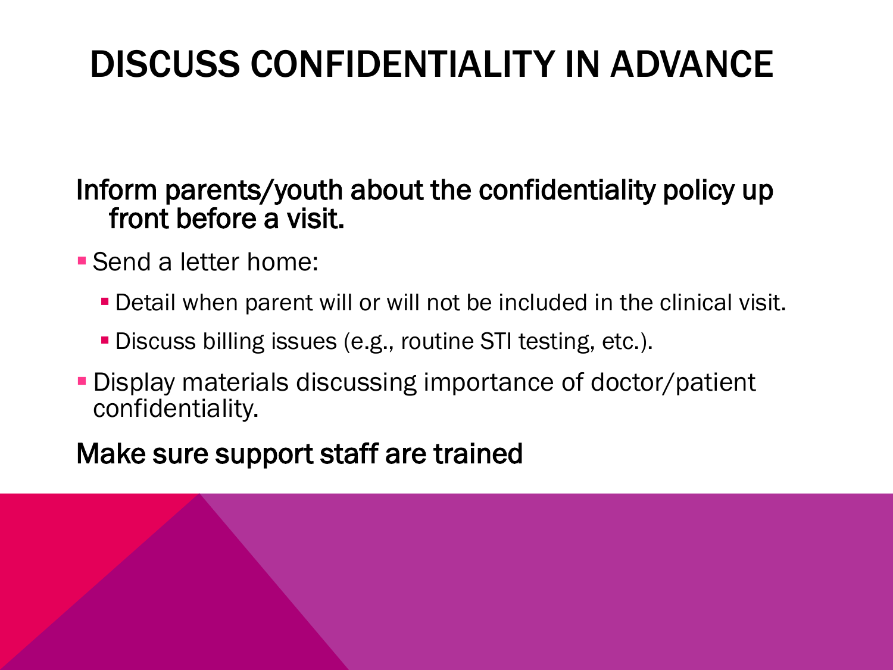# DISCUSS CONFIDENTIALITY IN ADVANCE

Inform parents/youth about the confidentiality policy up front before a visit.

- Send a letter home:
  - Detail when parent will or will not be included in the clinical visit.
  - Discuss billing issues (e.g., routine STI testing, etc.).
- Display materials discussing importance of doctor/patient confidentiality.

Make sure support staff are trained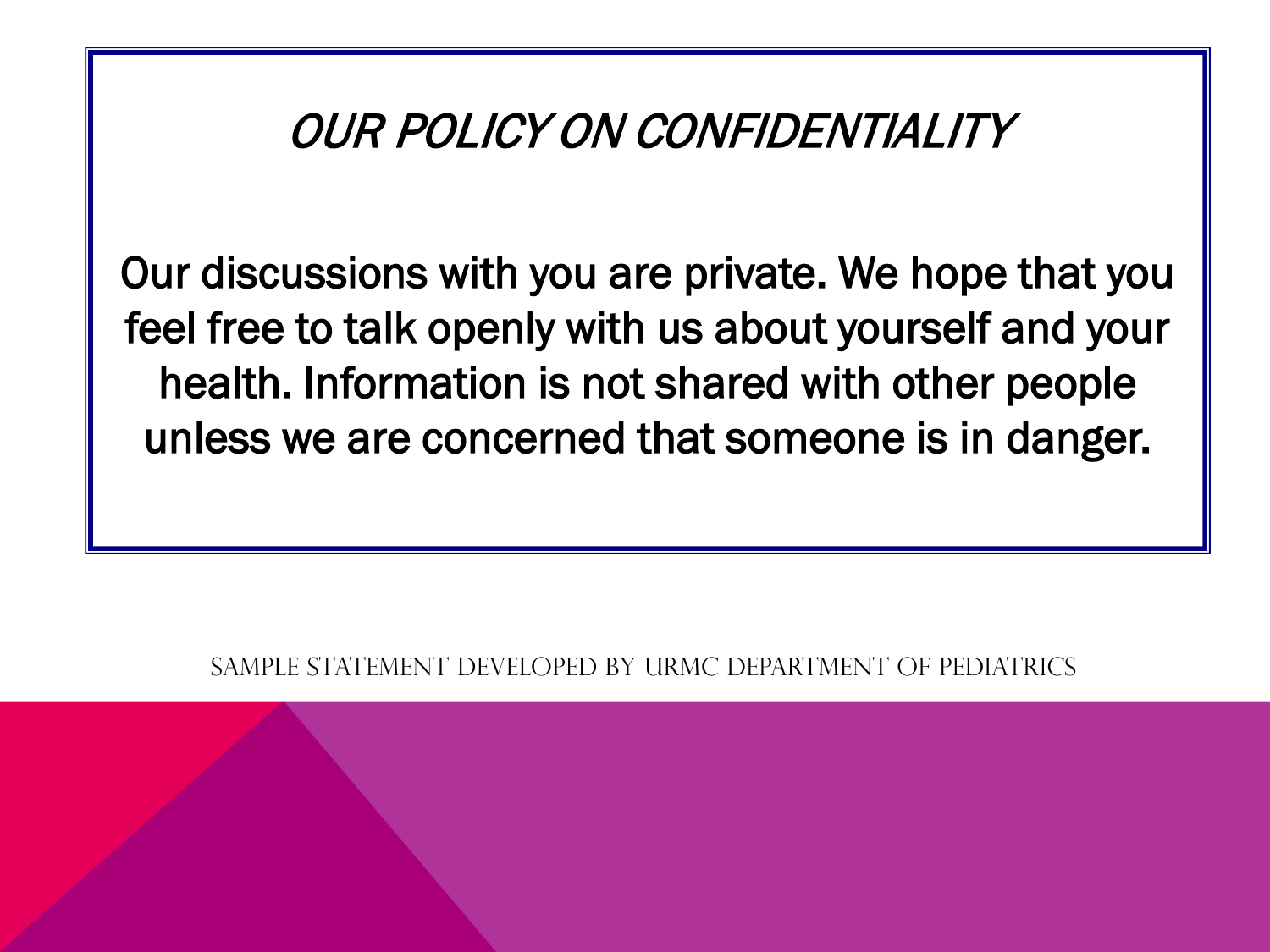# *OUR POLICY ON CONFIDENTIALITY*

Our discussions with you are private. We hope that you feel free to talk openly with us about yourself and your health. Information is not shared with other people unless we are concerned that someone is in danger.

Sample statement developed by URMC Department of Pediatrics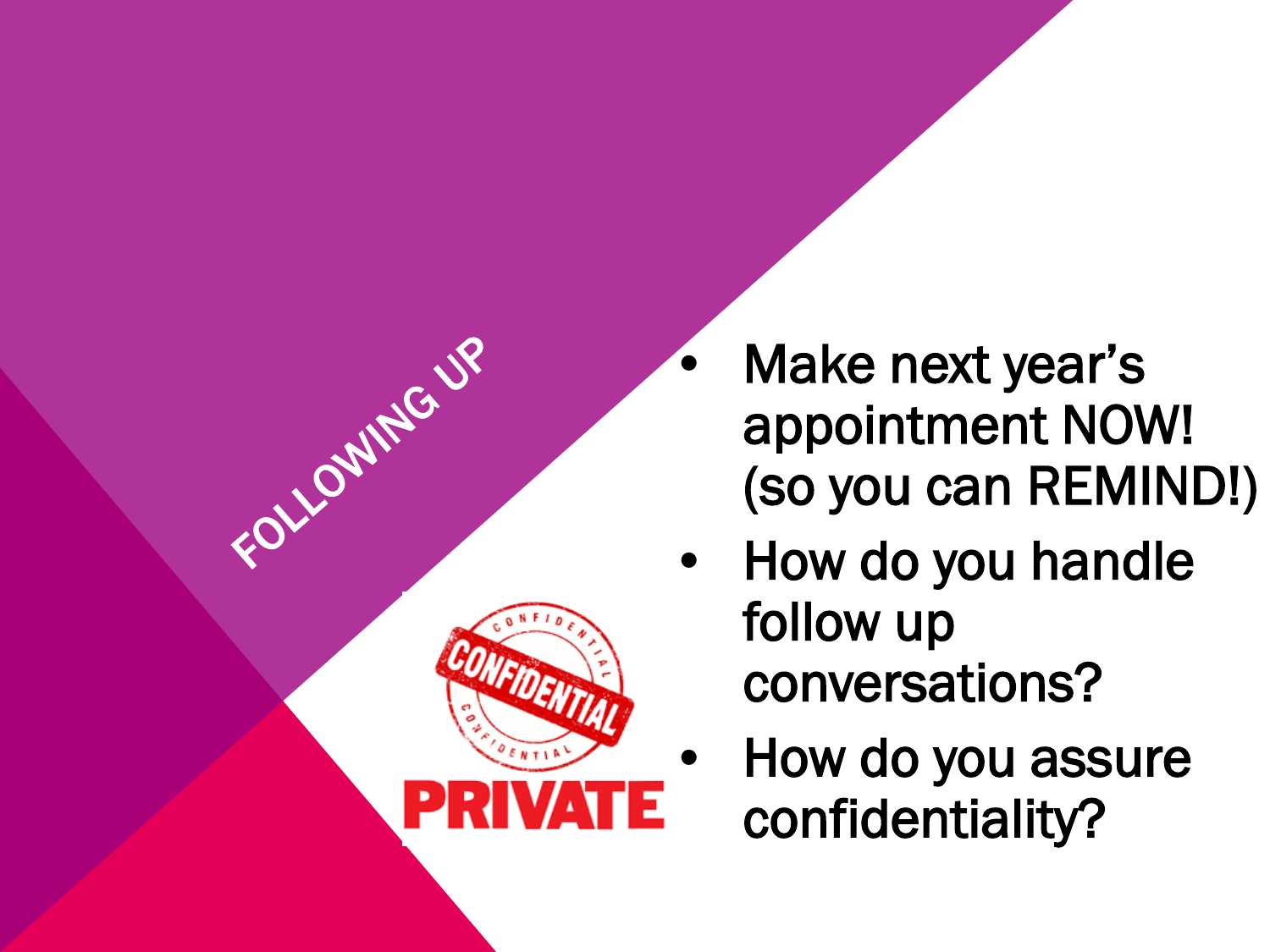# FOLLOWING UP

- Make next year's appointment NOW! (so you can REMIND!)
- How do you handle follow up conversations?
- How do you assure confidentiality?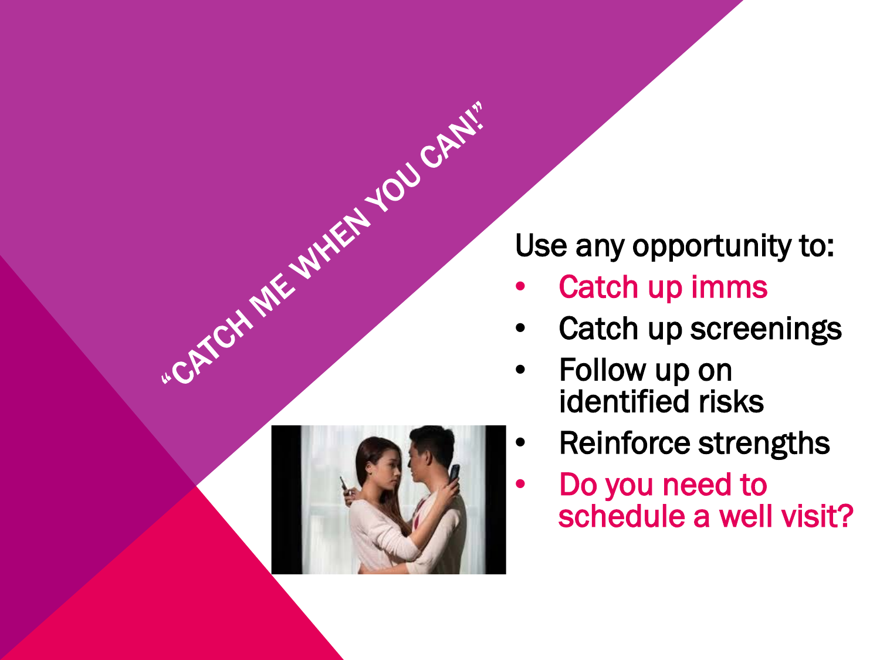# "CATCH ME WHEN YOU CAN!"

Use any opportunity to:

- Catch up imms
- Catch up screenings
- Follow up on identified risks
- Reinforce strengths
- Do you need to schedule a well visit?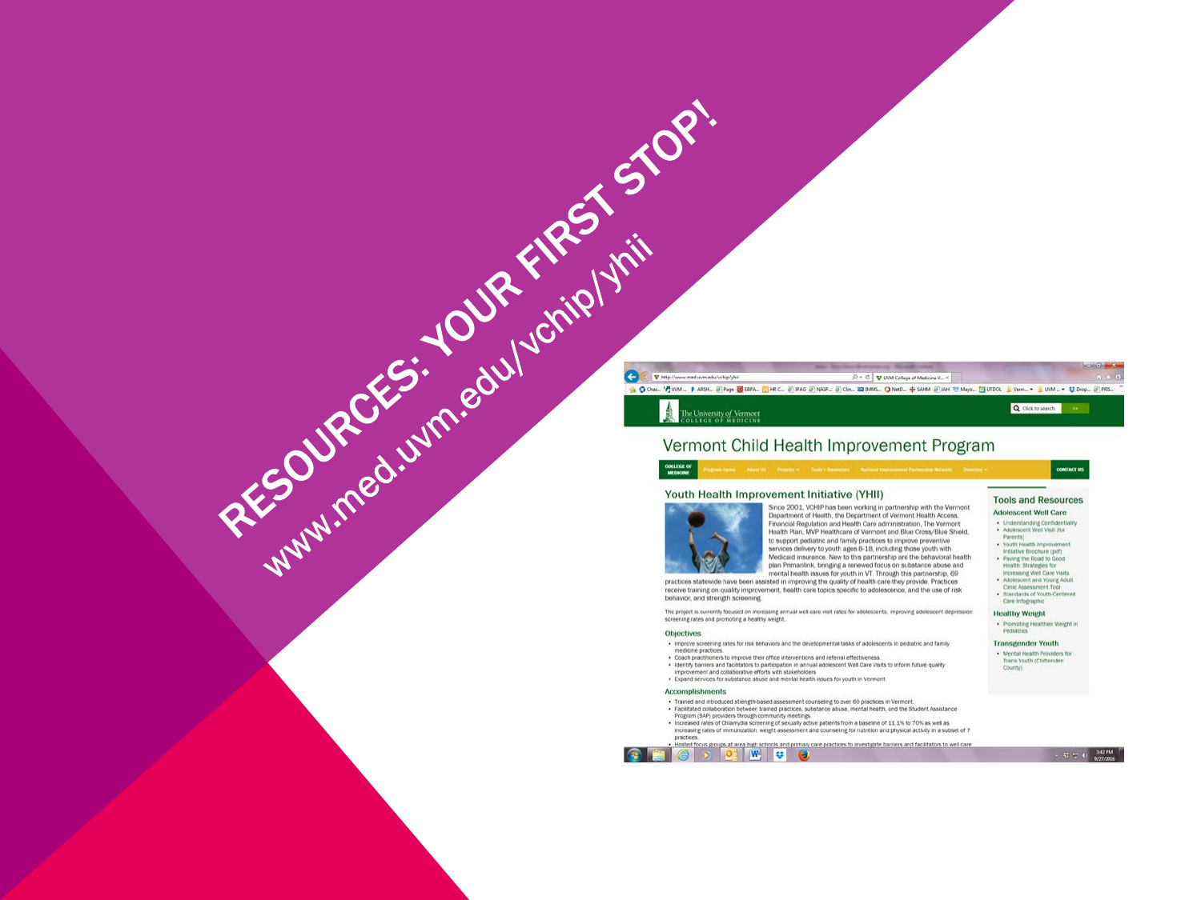# RESOURCES: YOUR FIRST STOP!

www.med.uvm.edu/vchip/yhii

Vermont Child Health Improvement Program

## Youth Health Improvement Initiative (YHII)

Since 2001, VCHIP has been working in partnership with the Vermont Department of Health, the Department of Vermont Health Access, Financial Regulation and Health Care administration, The Vermont Health Plan, MVP Healthcare of Vermont and Blue Cross/Blue Shield, to support pediatric and family practices to improve preventive services delivery to youth ages 8-18, including those youth with Medicaid insurance. New to this partnership are the behavioral health plan Primarilink, bringing a renewed focus on substance abuse and mental health issues for youth in VT. Through this partnership, 69 practices statewide have been assisted in improving the quality of health care they provide. Practices receive training on quality improvement, health care topics specific to adolescence, and the use of risk behavior, and strength screening.

The project is currently focused on increasing annual well care visit rates for adolescents, improving adolescent depression screening rates and promoting a healthy weight.

### Objectives

- Improve screening rates for risk behaviors and the developmental tasks of adolescents in pediatric and family medicine practices.
- Coach practitioners to improve their office interventions and referral effectiveness.
- Identify barriers and facilitators to participation in annual adolescent Well Care Visits to inform future quality improvement and collaborative efforts with stakeholders
- Expand services for substance abuse and mental health issues for youth in Vermont

### Accomplishments

- Trained and introduced strength-based assessment counseling to over 60 practices in Vermont.
- Facilitated collaboration between trained practices, substance abuse, mental health, and the Student Assistance Program (SAP) providers through community meetings.
- Increased rates of Chlamydia screening of sexually active patients from a baseline of 11.1% to 70% as well as increasing rates of immunization, weight assessment and counseling for nutrition and physical activity in a subset of 7 practices.
- Hosted focus groups at area high schools and primary care practices to investigate barriers and facilitators to well care

### Tools and Resources

**Adolescent Well Care**

- Understanding Confidentiality
- Adolescent Well Visit (for Parents)
- Youth Health Improvement Initiative Brochure (pdf)
- Paving the Road to Good Health: Strategies for Increasing Well Care Visits
- Adolescent and Young Adult Clinic Assessment Tool
- Standards of Youth-Centered Care Infographic

**Healthy Weight**

- Promoting Healthier Weight in Pediatrics

**Transgender Youth**

- Mental Health Providers for Trans Youth (Chittenden County)